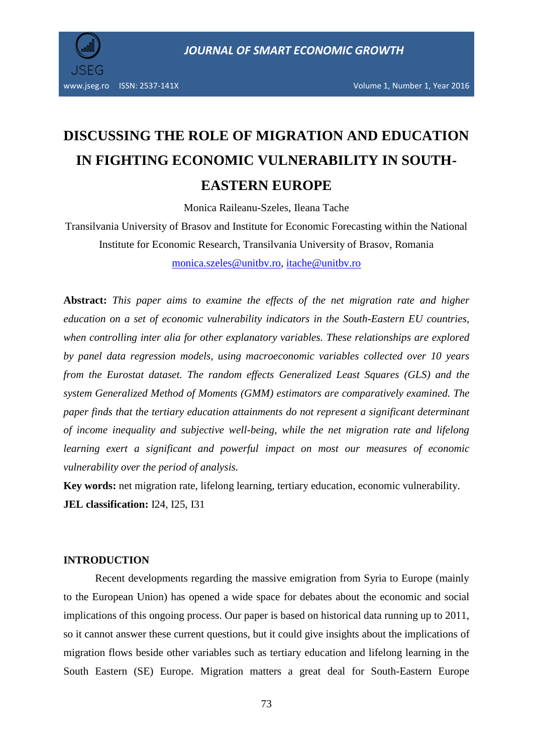# DISCUSSING THE ROLE OF MIGRATION AND EDUCATION IN FIGHTING ECONOMIC VULNERABILITY IN SOUTH-EASTERN EUROPE

Monica Raileanu-Szeles, Ileana Tache

Transilvania University of Brasov and Institute for Economic Forecasting within the National Institute for Economic Research, Transilvania University of Brasov, Romania

monica.szeles@unitbv.ro, itache@unitbv.ro

**Abstract:** *This paper aims to examine the effects of the net migration rate and higher education on a set of economic vulnerability indicators in the South-Eastern EU countries, when controlling inter alia for other explanatory variables. These relationships are explored by panel data regression models, using macroeconomic variables collected over 10 years from the Eurostat dataset. The random effects Generalized Least Squares (GLS) and the system Generalized Method of Moments (GMM) estimators are comparatively examined. The paper finds that the tertiary education attainments do not represent a significant determinant of income inequality and subjective well-being, while the net migration rate and lifelong learning exert a significant and powerful impact on most our measures of economic vulnerability over the period of analysis.*

**Key words:** net migration rate, lifelong learning, tertiary education, economic vulnerability.

**JEL classification:** I24, I25, I31

## INTRODUCTION

Recent developments regarding the massive emigration from Syria to Europe (mainly to the European Union) has opened a wide space for debates about the economic and social implications of this ongoing process. Our paper is based on historical data running up to 2011, so it cannot answer these current questions, but it could give insights about the implications of migration flows beside other variables such as tertiary education and lifelong learning in the South Eastern (SE) Europe. Migration matters a great deal for South-Eastern Europe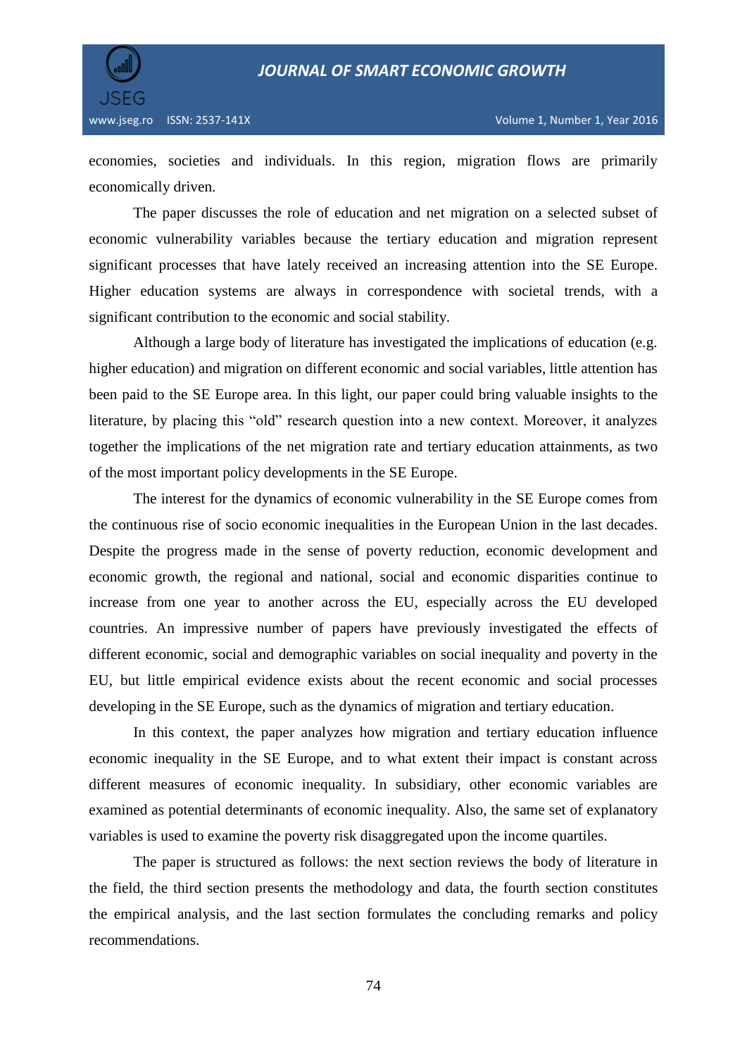economies, societies and individuals. In this region, migration flows are primarily economically driven.

The paper discusses the role of education and net migration on a selected subset of economic vulnerability variables because the tertiary education and migration represent significant processes that have lately received an increasing attention into the SE Europe. Higher education systems are always in correspondence with societal trends, with a significant contribution to the economic and social stability.

Although a large body of literature has investigated the implications of education (e.g. higher education) and migration on different economic and social variables, little attention has been paid to the SE Europe area. In this light, our paper could bring valuable insights to the literature, by placing this "old" research question into a new context. Moreover, it analyzes together the implications of the net migration rate and tertiary education attainments, as two of the most important policy developments in the SE Europe.

The interest for the dynamics of economic vulnerability in the SE Europe comes from the continuous rise of socio economic inequalities in the European Union in the last decades. Despite the progress made in the sense of poverty reduction, economic development and economic growth, the regional and national, social and economic disparities continue to increase from one year to another across the EU, especially across the EU developed countries. An impressive number of papers have previously investigated the effects of different economic, social and demographic variables on social inequality and poverty in the EU, but little empirical evidence exists about the recent economic and social processes developing in the SE Europe, such as the dynamics of migration and tertiary education.

In this context, the paper analyzes how migration and tertiary education influence economic inequality in the SE Europe, and to what extent their impact is constant across different measures of economic inequality. In subsidiary, other economic variables are examined as potential determinants of economic inequality. Also, the same set of explanatory variables is used to examine the poverty risk disaggregated upon the income quartiles.

The paper is structured as follows: the next section reviews the body of literature in the field, the third section presents the methodology and data, the fourth section constitutes the empirical analysis, and the last section formulates the concluding remarks and policy recommendations.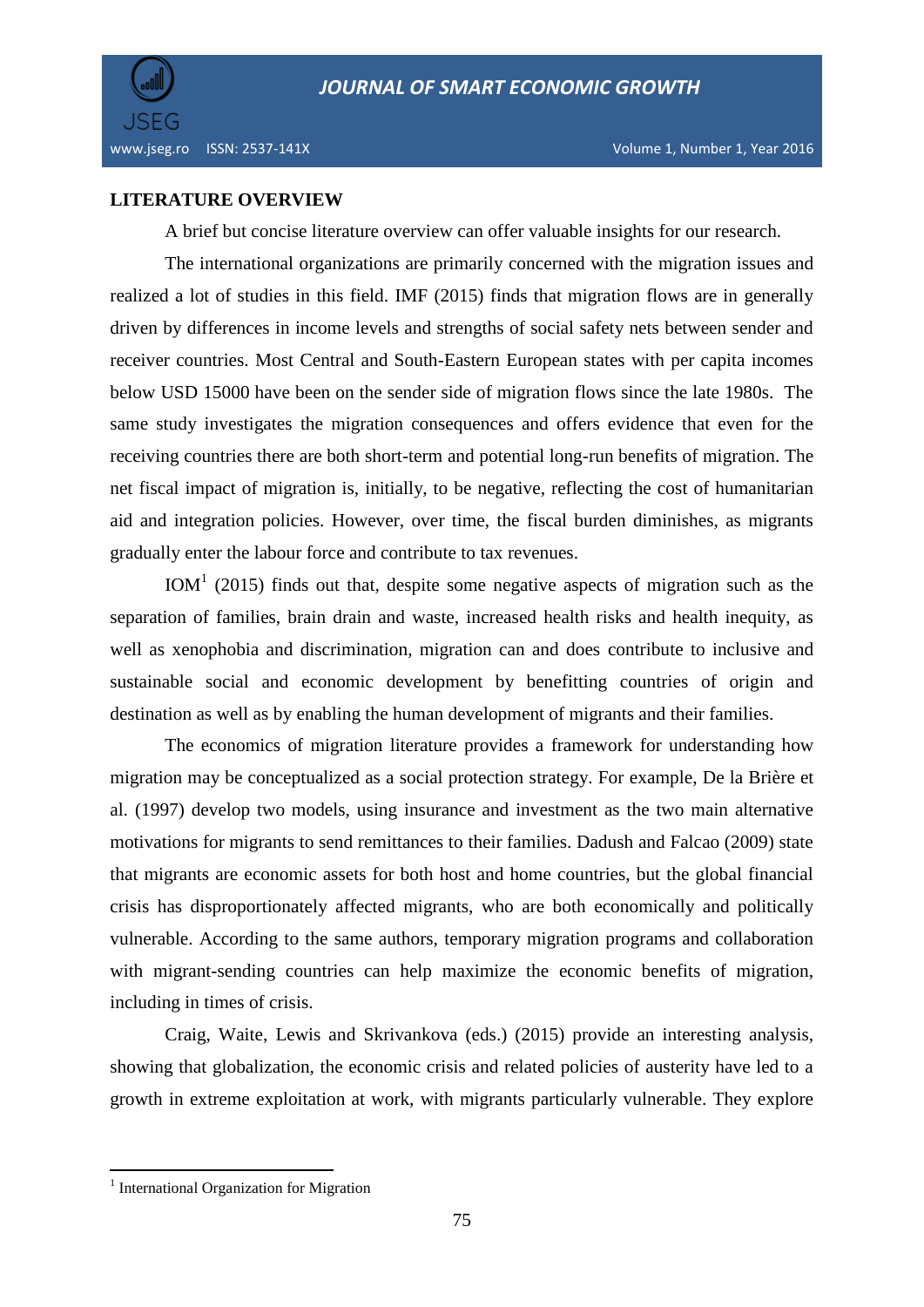## LITERATURE OVERVIEW

A brief but concise literature overview can offer valuable insights for our research.

The international organizations are primarily concerned with the migration issues and realized a lot of studies in this field. IMF (2015) finds that migration flows are in generally driven by differences in income levels and strengths of social safety nets between sender and receiver countries. Most Central and South-Eastern European states with per capita incomes below USD 15000 have been on the sender side of migration flows since the late 1980s. The same study investigates the migration consequences and offers evidence that even for the receiving countries there are both short-term and potential long-run benefits of migration. The net fiscal impact of migration is, initially, to be negative, reflecting the cost of humanitarian aid and integration policies. However, over time, the fiscal burden diminishes, as migrants gradually enter the labour force and contribute to tax revenues.

IOM[1] (2015) finds out that, despite some negative aspects of migration such as the separation of families, brain drain and waste, increased health risks and health inequity, as well as xenophobia and discrimination, migration can and does contribute to inclusive and sustainable social and economic development by benefitting countries of origin and destination as well as by enabling the human development of migrants and their families.

The economics of migration literature provides a framework for understanding how migration may be conceptualized as a social protection strategy. For example, De la Brière et al. (1997) develop two models, using insurance and investment as the two main alternative motivations for migrants to send remittances to their families. Dadush and Falcao (2009) state that migrants are economic assets for both host and home countries, but the global financial crisis has disproportionately affected migrants, who are both economically and politically vulnerable. According to the same authors, temporary migration programs and collaboration with migrant-sending countries can help maximize the economic benefits of migration, including in times of crisis.

Craig, Waite, Lewis and Skrivankova (eds.) (2015) provide an interesting analysis, showing that globalization, the economic crisis and related policies of austerity have led to a growth in extreme exploitation at work, with migrants particularly vulnerable. They explore

---

[1] International Organization for Migration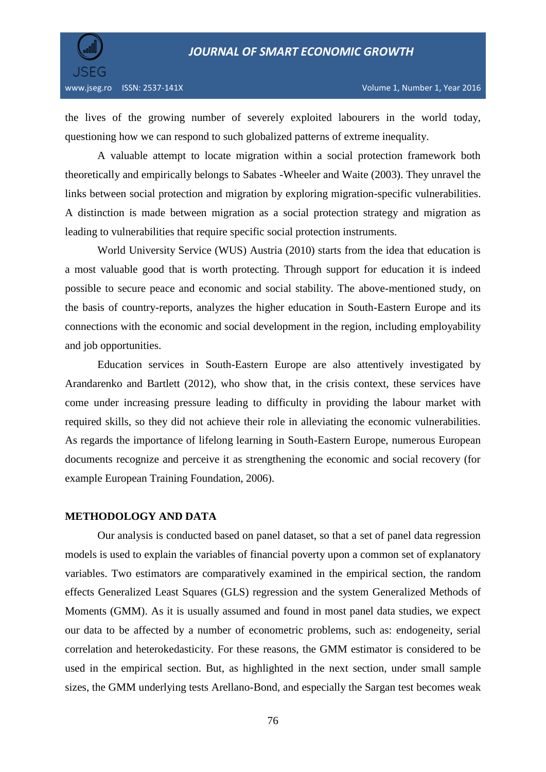the lives of the growing number of severely exploited labourers in the world today, questioning how we can respond to such globalized patterns of extreme inequality.

A valuable attempt to locate migration within a social protection framework both theoretically and empirically belongs to Sabates -Wheeler and Waite (2003). They unravel the links between social protection and migration by exploring migration-specific vulnerabilities. A distinction is made between migration as a social protection strategy and migration as leading to vulnerabilities that require specific social protection instruments.

World University Service (WUS) Austria (2010) starts from the idea that education is a most valuable good that is worth protecting. Through support for education it is indeed possible to secure peace and economic and social stability. The above-mentioned study, on the basis of country-reports, analyzes the higher education in South-Eastern Europe and its connections with the economic and social development in the region, including employability and job opportunities.

Education services in South-Eastern Europe are also attentively investigated by Arandarenko and Bartlett (2012), who show that, in the crisis context, these services have come under increasing pressure leading to difficulty in providing the labour market with required skills, so they did not achieve their role in alleviating the economic vulnerabilities. As regards the importance of lifelong learning in South-Eastern Europe, numerous European documents recognize and perceive it as strengthening the economic and social recovery (for example European Training Foundation, 2006).

## METHODOLOGY AND DATA

Our analysis is conducted based on panel dataset, so that a set of panel data regression models is used to explain the variables of financial poverty upon a common set of explanatory variables. Two estimators are comparatively examined in the empirical section, the random effects Generalized Least Squares (GLS) regression and the system Generalized Methods of Moments (GMM). As it is usually assumed and found in most panel data studies, we expect our data to be affected by a number of econometric problems, such as: endogeneity, serial correlation and heterokedasticity. For these reasons, the GMM estimator is considered to be used in the empirical section. But, as highlighted in the next section, under small sample sizes, the GMM underlying tests Arellano-Bond, and especially the Sargan test becomes weak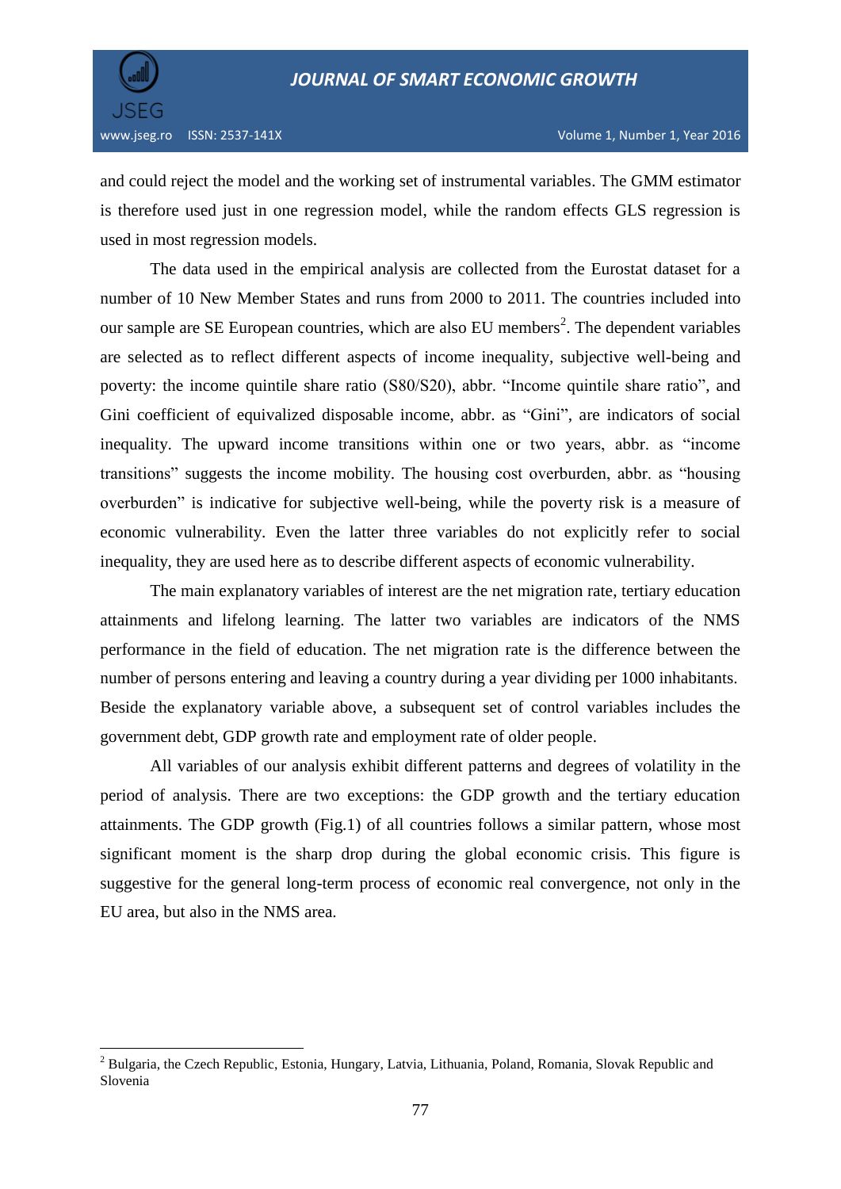and could reject the model and the working set of instrumental variables. The GMM estimator is therefore used just in one regression model, while the random effects GLS regression is used in most regression models.

The data used in the empirical analysis are collected from the Eurostat dataset for a number of 10 New Member States and runs from 2000 to 2011. The countries included into our sample are SE European countries, which are also EU members[2]. The dependent variables are selected as to reflect different aspects of income inequality, subjective well-being and poverty: the income quintile share ratio (S80/S20), abbr. “Income quintile share ratio”, and Gini coefficient of equivalized disposable income, abbr. as “Gini”, are indicators of social inequality. The upward income transitions within one or two years, abbr. as “income transitions” suggests the income mobility. The housing cost overburden, abbr. as “housing overburden” is indicative for subjective well-being, while the poverty risk is a measure of economic vulnerability. Even the latter three variables do not explicitly refer to social inequality, they are used here as to describe different aspects of economic vulnerability.

The main explanatory variables of interest are the net migration rate, tertiary education attainments and lifelong learning. The latter two variables are indicators of the NMS performance in the field of education. The net migration rate is the difference between the number of persons entering and leaving a country during a year dividing per 1000 inhabitants. Beside the explanatory variable above, a subsequent set of control variables includes the government debt, GDP growth rate and employment rate of older people.

All variables of our analysis exhibit different patterns and degrees of volatility in the period of analysis. There are two exceptions: the GDP growth and the tertiary education attainments. The GDP growth (Fig.1) of all countries follows a similar pattern, whose most significant moment is the sharp drop during the global economic crisis. This figure is suggestive for the general long-term process of economic real convergence, not only in the EU area, but also in the NMS area.

[2] Bulgaria, the Czech Republic, Estonia, Hungary, Latvia, Lithuania, Poland, Romania, Slovak Republic and Slovenia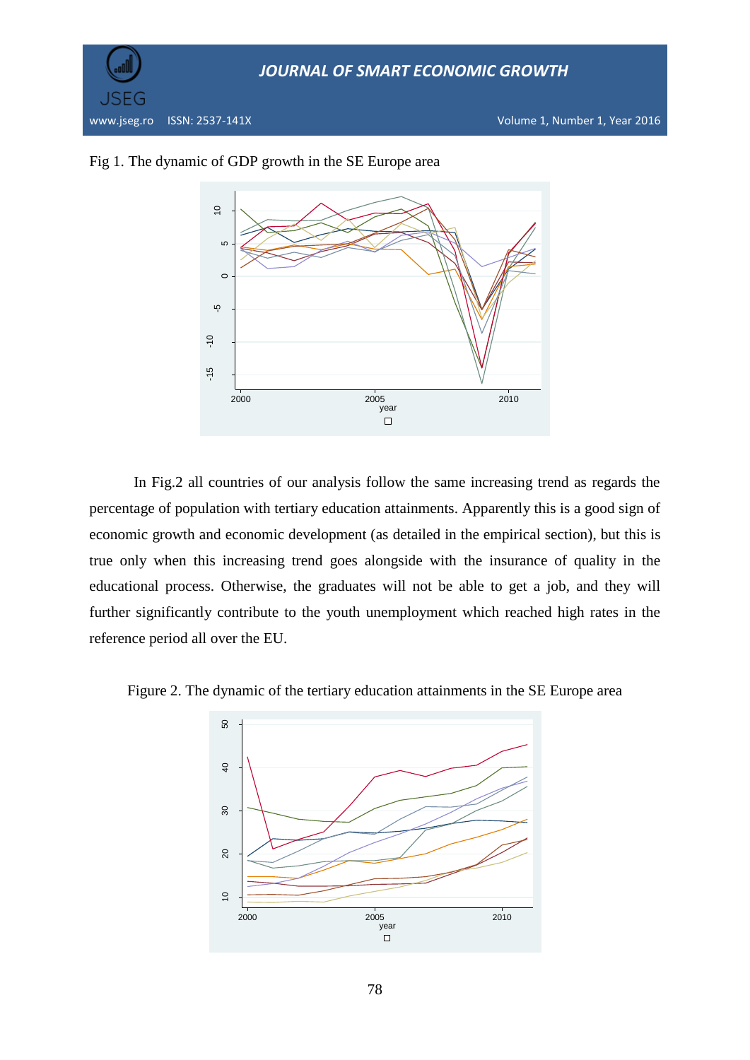Fig 1. The dynamic of GDP growth in the SE Europe area

10
5
0
-5
-10
-15
2000
2005
2010
year

In Fig.2 all countries of our analysis follow the same increasing trend as regards the percentage of population with tertiary education attainments. Apparently this is a good sign of economic growth and economic development (as detailed in the empirical section), but this is true only when this increasing trend goes alongside with the insurance of quality in the educational process. Otherwise, the graduates will not be able to get a job, and they will further significantly contribute to the youth unemployment which reached high rates in the reference period all over the EU.

Figure 2. The dynamic of the tertiary education attainments in the SE Europe area

50
40
30
20
10
2000
2005
2010
year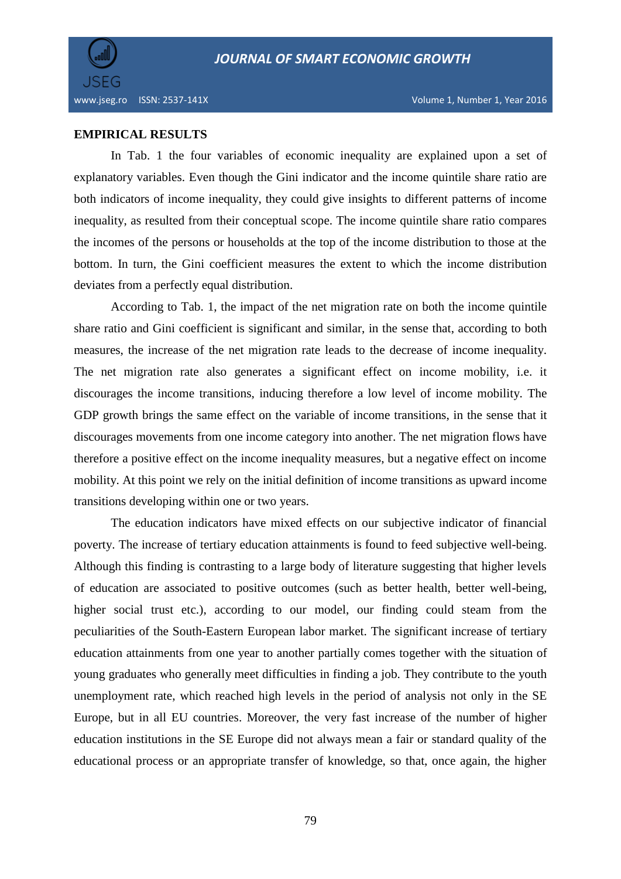## EMPIRICAL RESULTS

In Tab. 1 the four variables of economic inequality are explained upon a set of explanatory variables. Even though the Gini indicator and the income quintile share ratio are both indicators of income inequality, they could give insights to different patterns of income inequality, as resulted from their conceptual scope. The income quintile share ratio compares the incomes of the persons or households at the top of the income distribution to those at the bottom. In turn, the Gini coefficient measures the extent to which the income distribution deviates from a perfectly equal distribution.

According to Tab. 1, the impact of the net migration rate on both the income quintile share ratio and Gini coefficient is significant and similar, in the sense that, according to both measures, the increase of the net migration rate leads to the decrease of income inequality. The net migration rate also generates a significant effect on income mobility, i.e. it discourages the income transitions, inducing therefore a low level of income mobility. The GDP growth brings the same effect on the variable of income transitions, in the sense that it discourages movements from one income category into another. The net migration flows have therefore a positive effect on the income inequality measures, but a negative effect on income mobility. At this point we rely on the initial definition of income transitions as upward income transitions developing within one or two years.

The education indicators have mixed effects on our subjective indicator of financial poverty. The increase of tertiary education attainments is found to feed subjective well-being. Although this finding is contrasting to a large body of literature suggesting that higher levels of education are associated to positive outcomes (such as better health, better well-being, higher social trust etc.), according to our model, our finding could steam from the peculiarities of the South-Eastern European labor market. The significant increase of tertiary education attainments from one year to another partially comes together with the situation of young graduates who generally meet difficulties in finding a job. They contribute to the youth unemployment rate, which reached high levels in the period of analysis not only in the SE Europe, but in all EU countries. Moreover, the very fast increase of the number of higher education institutions in the SE Europe did not always mean a fair or standard quality of the educational process or an appropriate transfer of knowledge, so that, once again, the higher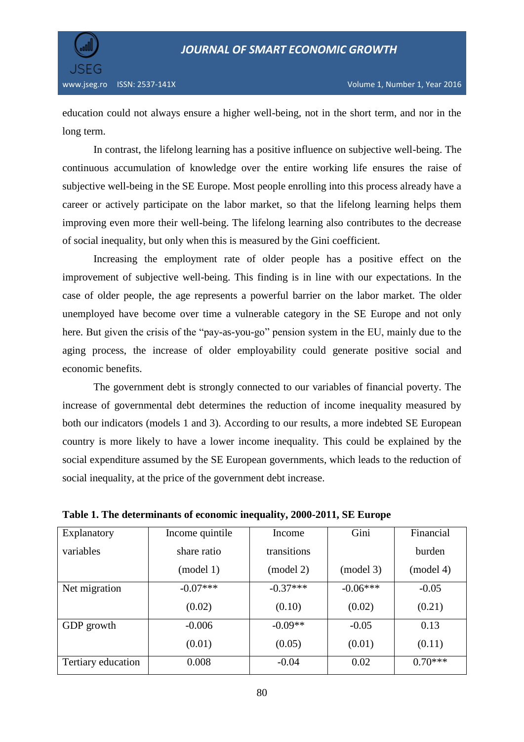education could not always ensure a higher well-being, not in the short term, and nor in the long term.

In contrast, the lifelong learning has a positive influence on subjective well-being. The continuous accumulation of knowledge over the entire working life ensures the raise of subjective well-being in the SE Europe. Most people enrolling into this process already have a career or actively participate on the labor market, so that the lifelong learning helps them improving even more their well-being. The lifelong learning also contributes to the decrease of social inequality, but only when this is measured by the Gini coefficient.

Increasing the employment rate of older people has a positive effect on the improvement of subjective well-being. This finding is in line with our expectations. In the case of older people, the age represents a powerful barrier on the labor market. The older unemployed have become over time a vulnerable category in the SE Europe and not only here. But given the crisis of the "pay-as-you-go" pension system in the EU, mainly due to the aging process, the increase of older employability could generate positive social and economic benefits.

The government debt is strongly connected to our variables of financial poverty. The increase of governmental debt determines the reduction of income inequality measured by both our indicators (models 1 and 3). According to our results, a more indebted SE European country is more likely to have a lower income inequality. This could be explained by the social expenditure assumed by the SE European governments, which leads to the reduction of social inequality, at the price of the government debt increase.

**Table 1. The determinants of economic inequality, 2000-2011, SE Europe**

| Explanatory variables | Income quintile share ratio (model 1) | Income transitions (model 2) | Gini (model 3) | Financial burden (model 4) |
|---|---|---|---|---|
| Net migration | -0.07***<br>(0.02) | -0.37***<br>(0.10) | -0.06***<br>(0.02) | -0.05<br>(0.21) |
| GDP growth | -0.006<br>(0.01) | -0.09**<br>(0.05) | -0.05<br>(0.01) | 0.13<br>(0.11) |
| Tertiary education | 0.008 | -0.04 | 0.02 | 0.70*** |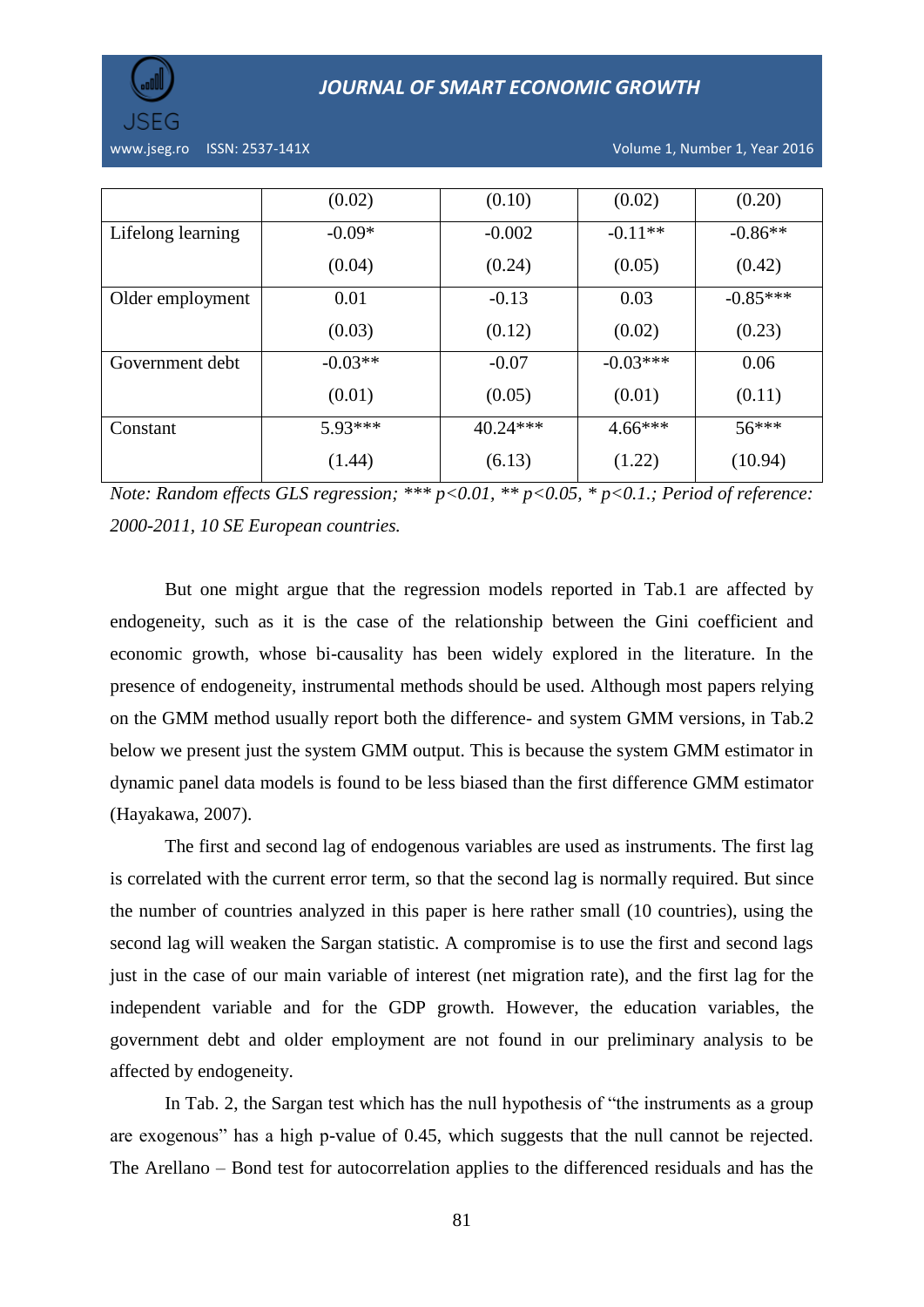| | | | | |
|---|---|---|---|---|
| | (0.02) | (0.10) | (0.02) | (0.20) |
| Lifelong learning | -0.09* | -0.002 | -0.11** | -0.86** |
| | (0.04) | (0.24) | (0.05) | (0.42) |
| Older employment | 0.01 | -0.13 | 0.03 | -0.85*** |
| | (0.03) | (0.12) | (0.02) | (0.23) |
| Government debt | -0.03** | -0.07 | -0.03*** | 0.06 |
| | (0.01) | (0.05) | (0.01) | (0.11) |
| Constant | 5.93*** | 40.24*** | 4.66*** | 56*** |
| | (1.44) | (6.13) | (1.22) | (10.94) |

*Note: Random effects GLS regression; *** p<0.01, ** p<0.05, * p<0.1.; Period of reference: 2000-2011, 10 SE European countries.*

But one might argue that the regression models reported in Tab.1 are affected by endogeneity, such as it is the case of the relationship between the Gini coefficient and economic growth, whose bi-causality has been widely explored in the literature. In the presence of endogeneity, instrumental methods should be used. Although most papers relying on the GMM method usually report both the difference- and system GMM versions, in Tab.2 below we present just the system GMM output. This is because the system GMM estimator in dynamic panel data models is found to be less biased than the first difference GMM estimator (Hayakawa, 2007).

The first and second lag of endogenous variables are used as instruments. The first lag is correlated with the current error term, so that the second lag is normally required. But since the number of countries analyzed in this paper is here rather small (10 countries), using the second lag will weaken the Sargan statistic. A compromise is to use the first and second lags just in the case of our main variable of interest (net migration rate), and the first lag for the independent variable and for the GDP growth. However, the education variables, the government debt and older employment are not found in our preliminary analysis to be affected by endogeneity.

In Tab. 2, the Sargan test which has the null hypothesis of "the instruments as a group are exogenous" has a high p-value of 0.45, which suggests that the null cannot be rejected. The Arellano – Bond test for autocorrelation applies to the differenced residuals and has the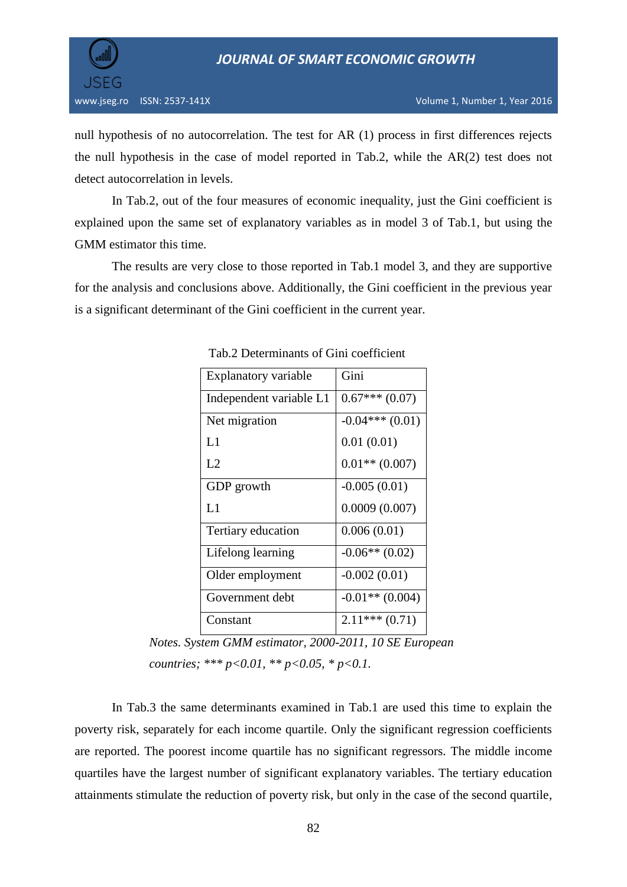null hypothesis of no autocorrelation. The test for AR (1) process in first differences rejects the null hypothesis in the case of model reported in Tab.2, while the AR(2) test does not detect autocorrelation in levels.

In Tab.2, out of the four measures of economic inequality, just the Gini coefficient is explained upon the same set of explanatory variables as in model 3 of Tab.1, but using the GMM estimator this time.

The results are very close to those reported in Tab.1 model 3, and they are supportive for the analysis and conclusions above. Additionally, the Gini coefficient in the previous year is a significant determinant of the Gini coefficient in the current year.

Tab.2 Determinants of Gini coefficient

| Explanatory variable | Gini |
|---|---|
| Independent variable L1 | 0.67*** (0.07) |
| Net migration | -0.04*** (0.01) |
| L1 | 0.01 (0.01) |
| L2 | 0.01** (0.007) |
| GDP growth | -0.005 (0.01) |
| L1 | 0.0009 (0.007) |
| Tertiary education | 0.006 (0.01) |
| Lifelong learning | -0.06** (0.02) |
| Older employment | -0.002 (0.01) |
| Government debt | -0.01** (0.004) |
| Constant | 2.11*** (0.71) |

*Notes. System GMM estimator, 2000-2011, 10 SE European countries; *** p<0.01, ** p<0.05, * p<0.1.*

In Tab.3 the same determinants examined in Tab.1 are used this time to explain the poverty risk, separately for each income quartile. Only the significant regression coefficients are reported. The poorest income quartile has no significant regressors. The middle income quartiles have the largest number of significant explanatory variables. The tertiary education attainments stimulate the reduction of poverty risk, but only in the case of the second quartile,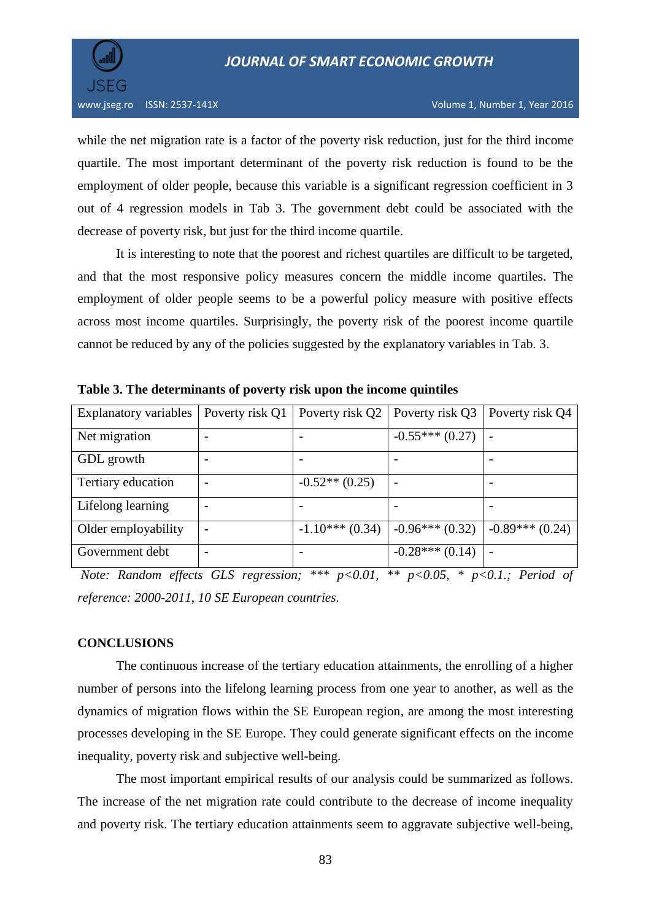while the net migration rate is a factor of the poverty risk reduction, just for the third income quartile. The most important determinant of the poverty risk reduction is found to be the employment of older people, because this variable is a significant regression coefficient in 3 out of 4 regression models in Tab 3. The government debt could be associated with the decrease of poverty risk, but just for the third income quartile.

It is interesting to note that the poorest and richest quartiles are difficult to be targeted, and that the most responsive policy measures concern the middle income quartiles. The employment of older people seems to be a powerful policy measure with positive effects across most income quartiles. Surprisingly, the poverty risk of the poorest income quartile cannot be reduced by any of the policies suggested by the explanatory variables in Tab. 3.

**Table 3. The determinants of poverty risk upon the income quintiles**

| Explanatory variables | Poverty risk Q1 | Poverty risk Q2 | Poverty risk Q3 | Poverty risk Q4 |
|---|---|---|---|---|
| Net migration | - | - | -0.55*** (0.27) | - |
| GDL growth | - | - | - | - |
| Tertiary education | - | -0.52** (0.25) | - | - |
| Lifelong learning | - | - | - | - |
| Older employability | - | -1.10*** (0.34) | -0.96*** (0.32) | -0.89*** (0.24) |
| Government debt | - | - | -0.28*** (0.14) | - |

*Note: Random effects GLS regression; *** $p<0.01$, ** $p<0.05$, * $p<0.1$.; Period of reference: 2000-2011, 10 SE European countries.*

**CONCLUSIONS**

The continuous increase of the tertiary education attainments, the enrolling of a higher number of persons into the lifelong learning process from one year to another, as well as the dynamics of migration flows within the SE European region, are among the most interesting processes developing in the SE Europe. They could generate significant effects on the income inequality, poverty risk and subjective well-being.

The most important empirical results of our analysis could be summarized as follows. The increase of the net migration rate could contribute to the decrease of income inequality and poverty risk. The tertiary education attainments seem to aggravate subjective well-being,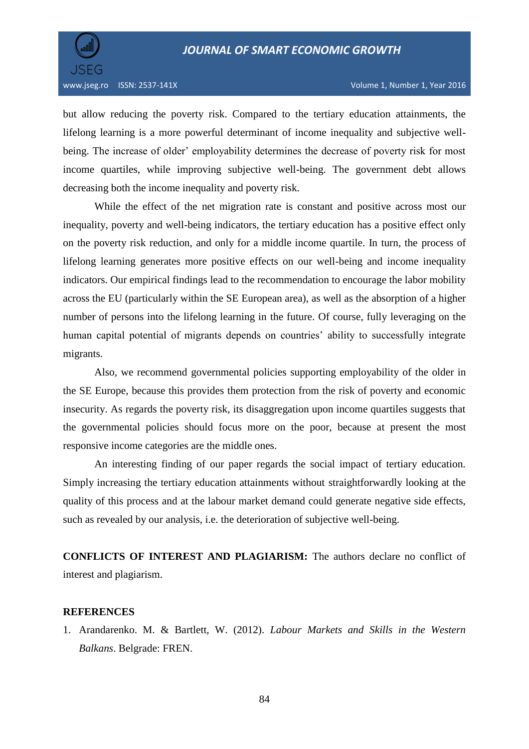but allow reducing the poverty risk. Compared to the tertiary education attainments, the lifelong learning is a more powerful determinant of income inequality and subjective well-being. The increase of older' employability determines the decrease of poverty risk for most income quartiles, while improving subjective well-being. The government debt allows decreasing both the income inequality and poverty risk.

While the effect of the net migration rate is constant and positive across most our inequality, poverty and well-being indicators, the tertiary education has a positive effect only on the poverty risk reduction, and only for a middle income quartile. In turn, the process of lifelong learning generates more positive effects on our well-being and income inequality indicators. Our empirical findings lead to the recommendation to encourage the labor mobility across the EU (particularly within the SE European area), as well as the absorption of a higher number of persons into the lifelong learning in the future. Of course, fully leveraging on the human capital potential of migrants depends on countries' ability to successfully integrate migrants.

Also, we recommend governmental policies supporting employability of the older in the SE Europe, because this provides them protection from the risk of poverty and economic insecurity. As regards the poverty risk, its disaggregation upon income quartiles suggests that the governmental policies should focus more on the poor, because at present the most responsive income categories are the middle ones.

An interesting finding of our paper regards the social impact of tertiary education. Simply increasing the tertiary education attainments without straightforwardly looking at the quality of this process and at the labour market demand could generate negative side effects, such as revealed by our analysis, i.e. the deterioration of subjective well-being.

**CONFLICTS OF INTEREST AND PLAGIARISM:** The authors declare no conflict of interest and plagiarism.

## REFERENCES

1. Arandarenko. M. & Bartlett, W. (2012). *Labour Markets and Skills in the Western Balkans*. Belgrade: FREN.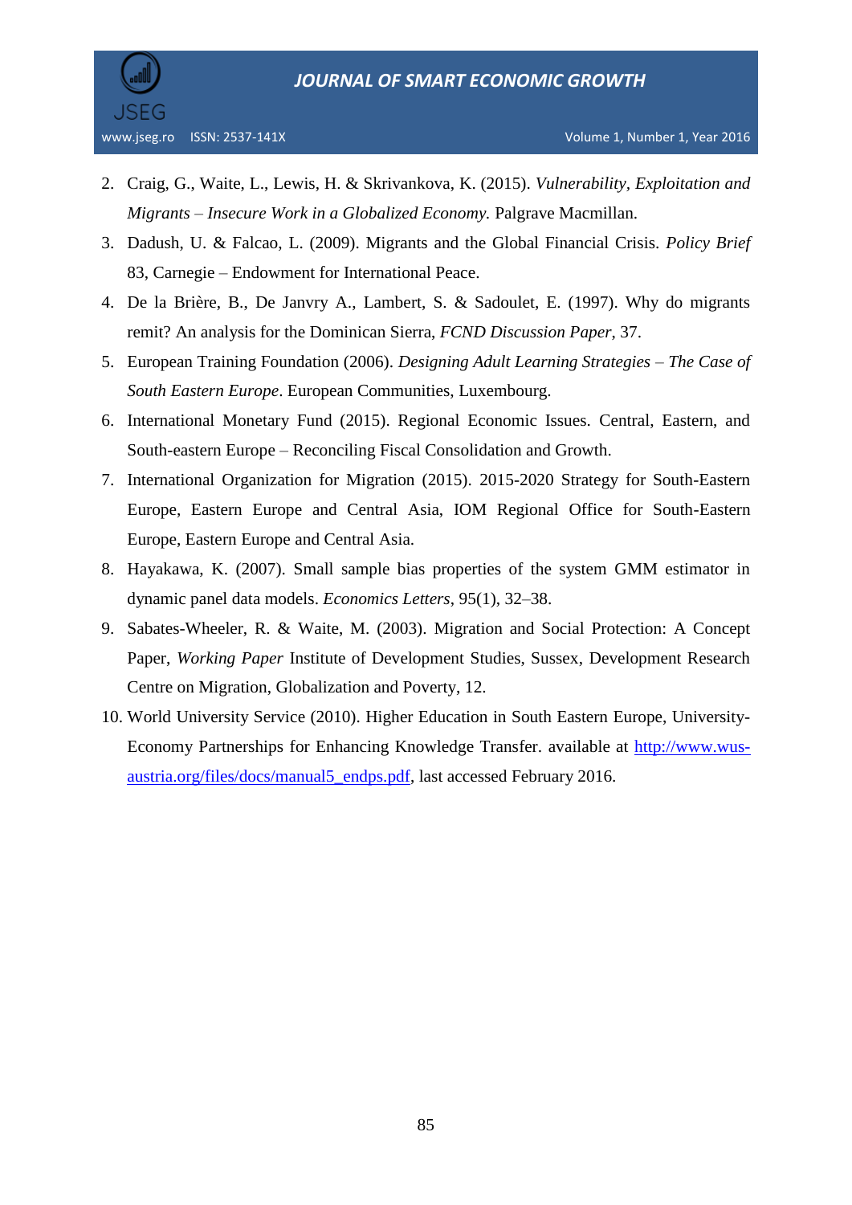2. Craig, G., Waite, L., Lewis, H. & Skrivankova, K. (2015). *Vulnerability, Exploitation and Migrants – Insecure Work in a Globalized Economy.* Palgrave Macmillan.
3. Dadush, U. & Falcao, L. (2009). Migrants and the Global Financial Crisis. *Policy Brief* 83, Carnegie – Endowment for International Peace.
4. De la Brière, B., De Janvry A., Lambert, S. & Sadoulet, E. (1997). Why do migrants remit? An analysis for the Dominican Sierra, *FCND Discussion Paper*, 37.
5. European Training Foundation (2006). *Designing Adult Learning Strategies – The Case of South Eastern Europe*. European Communities, Luxembourg.
6. International Monetary Fund (2015). Regional Economic Issues. Central, Eastern, and South-eastern Europe – Reconciling Fiscal Consolidation and Growth.
7. International Organization for Migration (2015). 2015-2020 Strategy for South-Eastern Europe, Eastern Europe and Central Asia, IOM Regional Office for South-Eastern Europe, Eastern Europe and Central Asia.
8. Hayakawa, K. (2007). Small sample bias properties of the system GMM estimator in dynamic panel data models. *Economics Letters*, 95(1), 32–38.
9. Sabates-Wheeler, R. & Waite, M. (2003). Migration and Social Protection: A Concept Paper, *Working Paper* Institute of Development Studies, Sussex, Development Research Centre on Migration, Globalization and Poverty, 12.
10. World University Service (2010). Higher Education in South Eastern Europe, University-Economy Partnerships for Enhancing Knowledge Transfer. available at [http://www.wus-austria.org/files/docs/manual5_endps.pdf](http://www.wus-austria.org/files/docs/manual5_endps.pdf), last accessed February 2016.